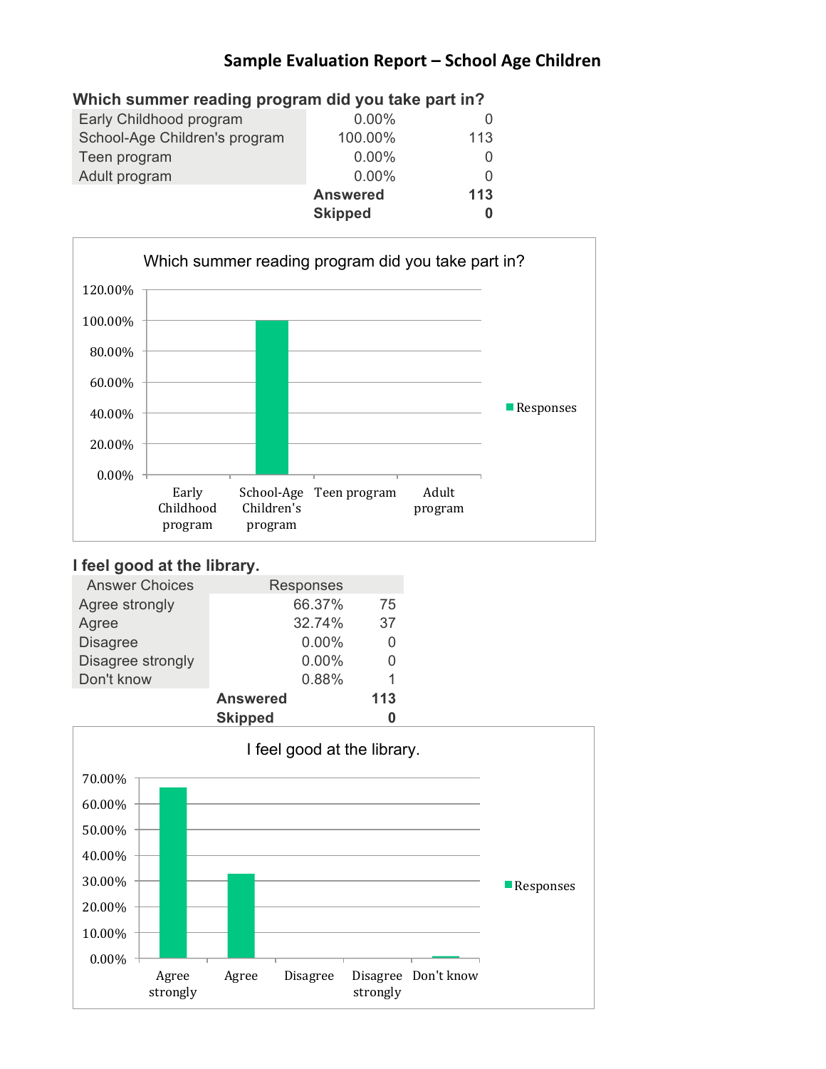# Sample Evaluation Report – School Age Children

## Which summer reading program did you take part in?

| | | |
|---|---|---|
| Early Childhood program | 0.00% | 0 |
| School-Age Children's program | 100.00% | 113 |
| Teen program | 0.00% | 0 |
| Adult program | 0.00% | 0 |
| | **Answered** | **113** |
| | **Skipped** | **0** |

Which summer reading program did you take part in?

| | Responses |
|---|---|
| Early Childhood program | 0.00% |
| School-Age Children's program | 100.00% |
| Teen program | 0.00% |
| Adult program | 0.00% |

## I feel good at the library.

| Answer Choices | Responses | |
|---|---|---|
| Agree strongly | 66.37% | 75 |
| Agree | 32.74% | 37 |
| Disagree | 0.00% | 0 |
| Disagree strongly | 0.00% | 0 |
| Don't know | 0.88% | 1 |
| | **Answered** | **113** |
| | **Skipped** | **0** |

I feel good at the library.

| | Responses |
|---|---|
| Agree strongly | 66.37% |
| Agree | 32.74% |
| Disagree | 0.00% |
| Disagree strongly | 0.00% |
| Don't know | 0.88% |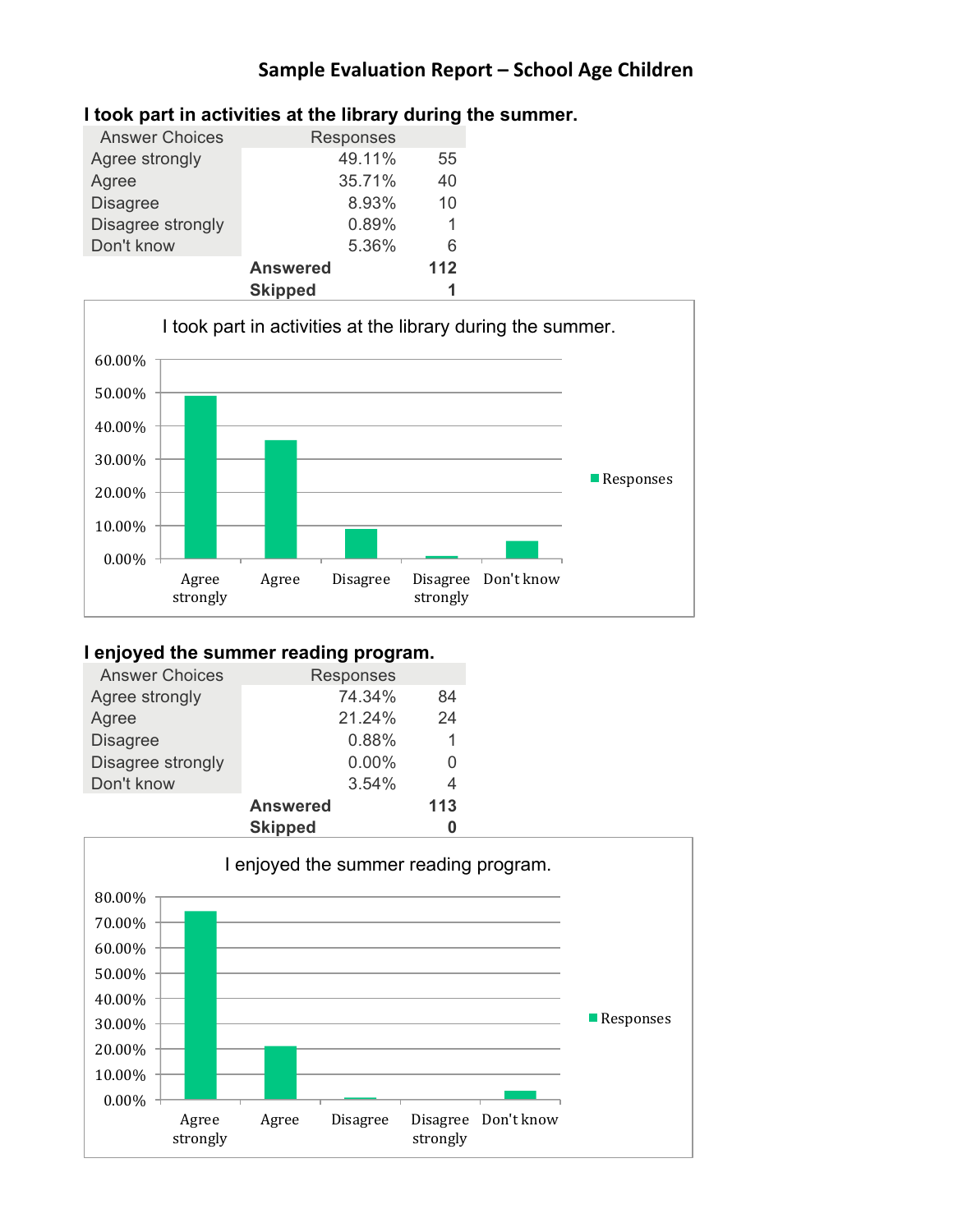# Sample Evaluation Report – School Age Children

### I took part in activities at the library during the summer.

| Answer Choices | Responses | |
|---|---|---|
| Agree strongly | 49.11% | 55 |
| Agree | 35.71% | 40 |
| Disagree | 8.93% | 10 |
| Disagree strongly | 0.89% | 1 |
| Don't know | 5.36% | 6 |
| | **Answered** | **112** |
| | **Skipped** | **1** |

### I enjoyed the summer reading program.

| Answer Choices | Responses | |
|---|---|---|
| Agree strongly | 74.34% | 84 |
| Agree | 21.24% | 24 |
| Disagree | 0.88% | 1 |
| Disagree strongly | 0.00% | 0 |
| Don't know | 3.54% | 4 |
| | **Answered** | **113** |
| | **Skipped** | **0** |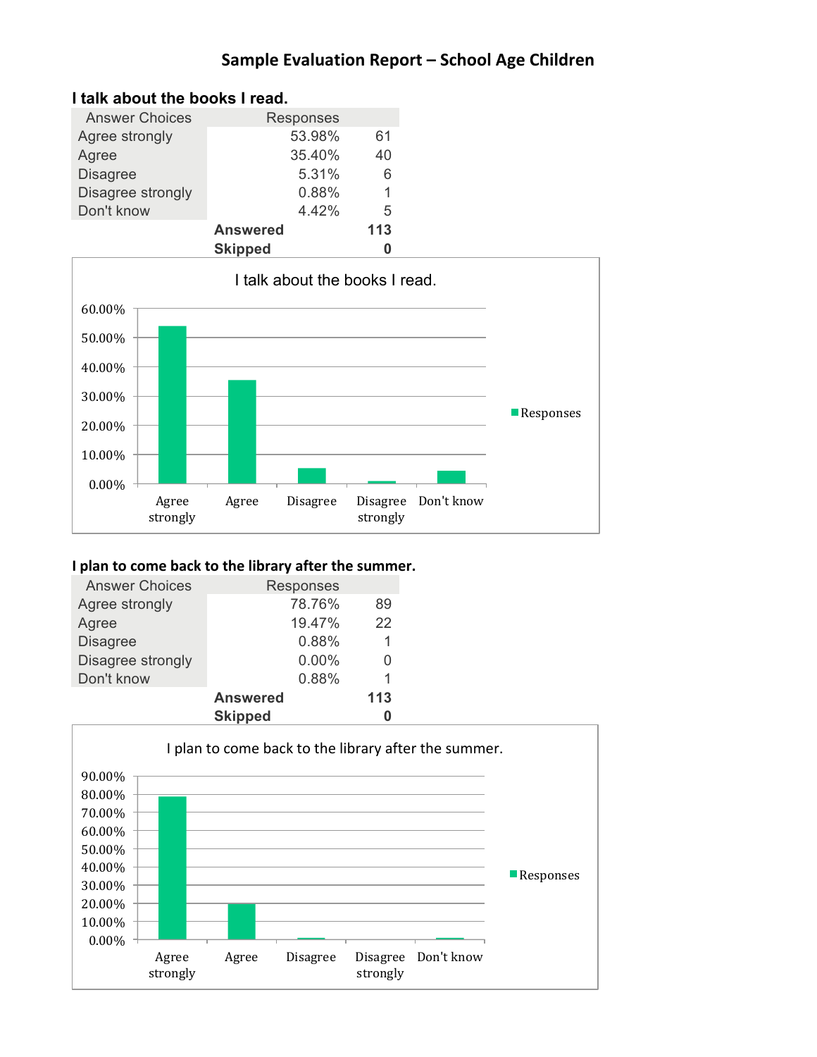# Sample Evaluation Report – School Age Children

## I talk about the books I read.

| Answer Choices | Responses | |
|---|---|---|
| Agree strongly | 53.98% | 61 |
| Agree | 35.40% | 40 |
| Disagree | 5.31% | 6 |
| Disagree strongly | 0.88% | 1 |
| Don't know | 4.42% | 5 |
| | **Answered** | **113** |
| | **Skipped** | **0** |

## I plan to come back to the library after the summer.

| Answer Choices | Responses | |
|---|---|---|
| Agree strongly | 78.76% | 89 |
| Agree | 19.47% | 22 |
| Disagree | 0.88% | 1 |
| Disagree strongly | 0.00% | 0 |
| Don't know | 0.88% | 1 |
| | **Answered** | **113** |
| | **Skipped** | **0** |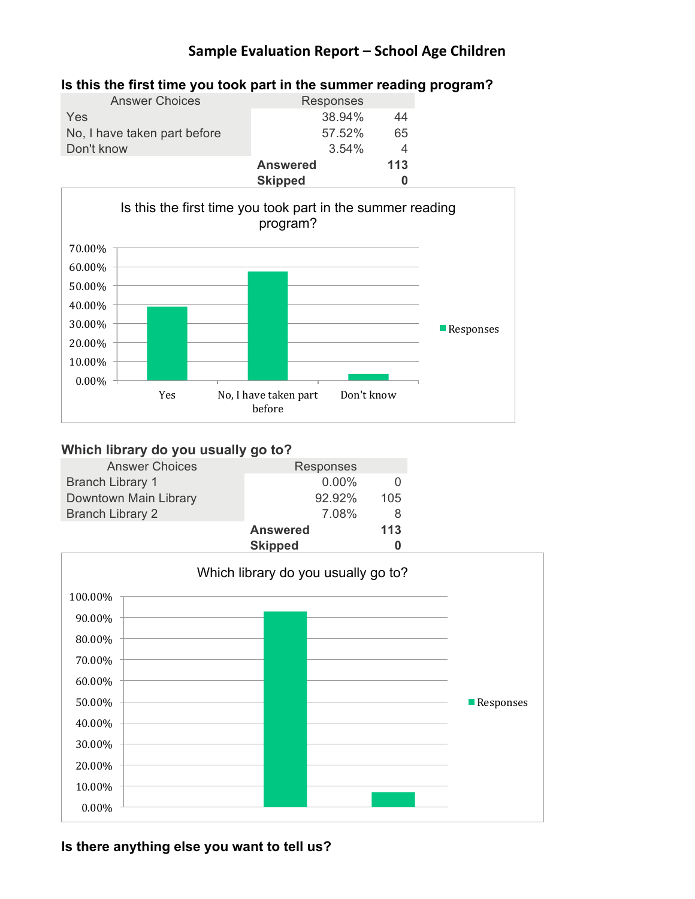# Sample Evaluation Report – School Age Children

### Is this the first time you took part in the summer reading program?

| Answer Choices | Responses | |
|---|---|---|
| Yes | 38.94% | 44 |
| No, I have taken part before | 57.52% | 65 |
| Don't know | 3.54% | 4 |
| | **Answered** | **113** |
| | **Skipped** | **0** |

Is this the first time you took part in the summer reading program?

70.00%
60.00%
50.00%
40.00%
30.00%
20.00%
10.00%
0.00%

Yes
No, I have taken part before
Don't know

Responses

### Which library do you usually go to?

| Answer Choices | Responses | |
|---|---|---|
| Branch Library 1 | 0.00% | 0 |
| Downtown Main Library | 92.92% | 105 |
| Branch Library 2 | 7.08% | 8 |
| | **Answered** | **113** |
| | **Skipped** | **0** |

Which library do you usually go to?

100.00%
90.00%
80.00%
70.00%
60.00%
50.00%
40.00%
30.00%
20.00%
10.00%
0.00%

Responses

### Is there anything else you want to tell us?